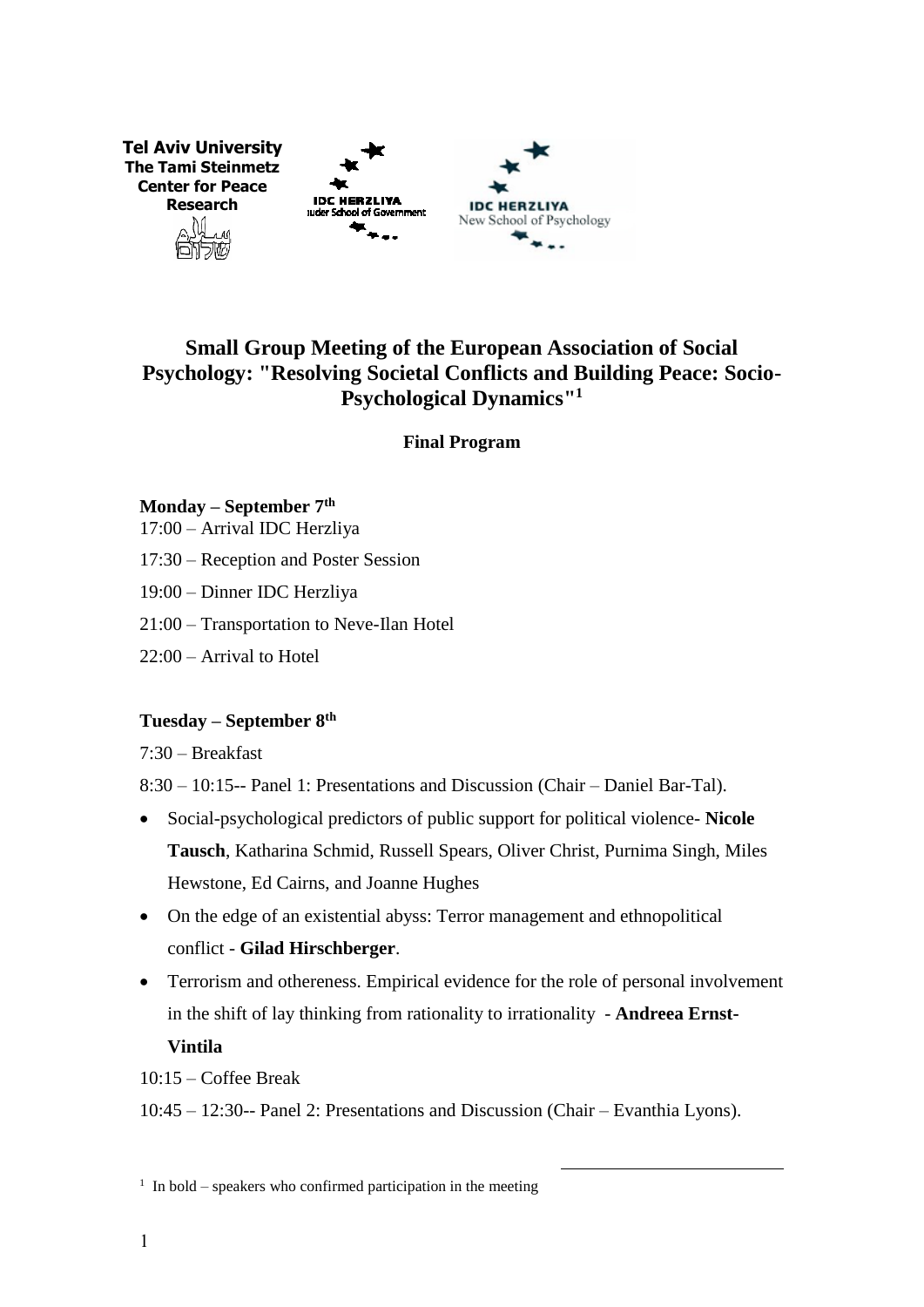Tel Aviv University
The Tami Steinmetz Center for Peace Research

IDC HERZLIYA
Lauder School of Government

IDC HERZLIYA
New School of Psychology

# Small Group Meeting of the European Association of Social Psychology: "Resolving Societal Conflicts and Building Peace: Socio-Psychological Dynamics"[1]

**Final Program**

**Monday – September 7th**

17:00 – Arrival IDC Herzliya

17:30 – Reception and Poster Session

19:00 – Dinner IDC Herzliya

21:00 – Transportation to Neve-Ilan Hotel

22:00 – Arrival to Hotel

**Tuesday – September 8th**

7:30 – Breakfast

8:30 – 10:15-- Panel 1: Presentations and Discussion (Chair – Daniel Bar-Tal).

- Social-psychological predictors of public support for political violence- **Nicole Tausch**, Katharina Schmid, Russell Spears, Oliver Christ, Purnima Singh, Miles Hewstone, Ed Cairns, and Joanne Hughes
- On the edge of an existential abyss: Terror management and ethnopolitical conflict - **Gilad Hirschberger**.
- Terrorism and othereness. Empirical evidence for the role of personal involvement in the shift of lay thinking from rationality to irrationality - **Andreea Ernst-Vintila**

10:15 – Coffee Break

10:45 – 12:30-- Panel 2: Presentations and Discussion (Chair – Evanthia Lyons).

[1] In bold – speakers who confirmed participation in the meeting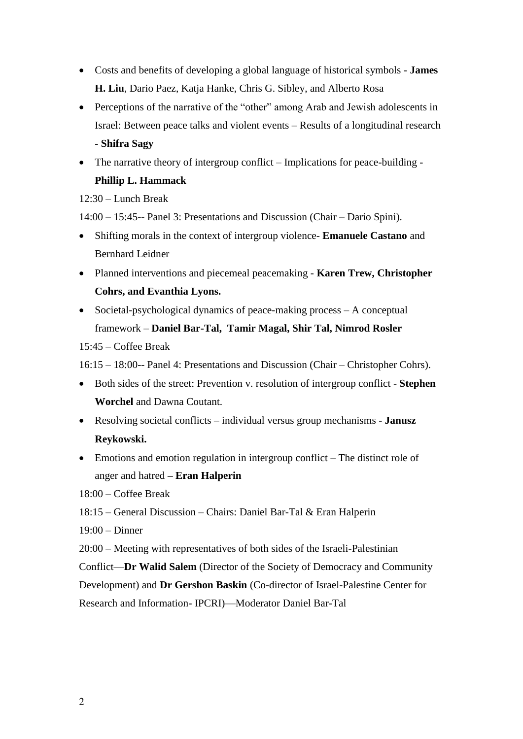- Costs and benefits of developing a global language of historical symbols - **James H. Liu**, Dario Paez, Katja Hanke, Chris G. Sibley, and Alberto Rosa
- Perceptions of the narrative of the "other" among Arab and Jewish adolescents in Israel: Between peace talks and violent events – Results of a longitudinal research - **Shifra Sagy**
- The narrative theory of intergroup conflict – Implications for peace-building - **Phillip L. Hammack**

12:30 – Lunch Break

14:00 – 15:45-- Panel 3: Presentations and Discussion (Chair – Dario Spini).

- Shifting morals in the context of intergroup violence- **Emanuele Castano** and Bernhard Leidner
- Planned interventions and piecemeal peacemaking - **Karen Trew, Christopher Cohrs, and Evanthia Lyons.**
- Societal-psychological dynamics of peace-making process – A conceptual framework – **Daniel Bar-Tal, Tamir Magal, Shir Tal, Nimrod Rosler**

15:45 – Coffee Break

16:15 – 18:00-- Panel 4: Presentations and Discussion (Chair – Christopher Cohrs).

- Both sides of the street: Prevention v. resolution of intergroup conflict - **Stephen Worchel** and Dawna Coutant.
- Resolving societal conflicts – individual versus group mechanisms - **Janusz Reykowski.**
- Emotions and emotion regulation in intergroup conflict – The distinct role of anger and hatred **– Eran Halperin**

18:00 – Coffee Break

18:15 – General Discussion – Chairs: Daniel Bar-Tal & Eran Halperin

19:00 – Dinner

20:00 – Meeting with representatives of both sides of the Israeli-Palestinian Conflict—**Dr Walid Salem** (Director of the Society of Democracy and Community Development) and **Dr Gershon Baskin** (Co-director of Israel-Palestine Center for Research and Information- IPCRI)—Moderator Daniel Bar-Tal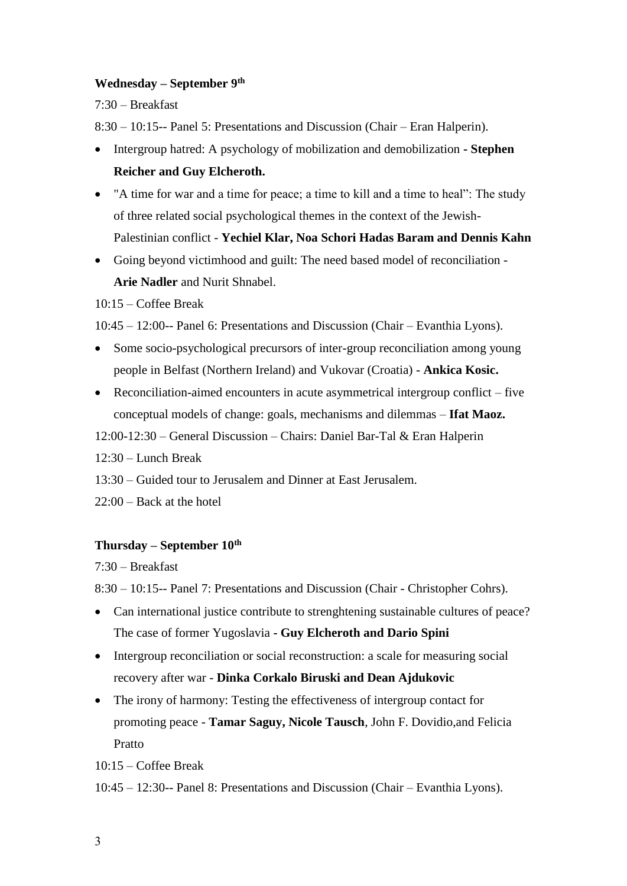**Wednesday – September 9th**

7:30 – Breakfast

8:30 – 10:15-- Panel 5: Presentations and Discussion (Chair – Eran Halperin).

- Intergroup hatred: A psychology of mobilization and demobilization **- Stephen Reicher and Guy Elcheroth.**
- "A time for war and a time for peace; a time to kill and a time to heal": The study of three related social psychological themes in the context of the Jewish-Palestinian conflict - **Yechiel Klar, Noa Schori Hadas Baram and Dennis Kahn**
- Going beyond victimhood and guilt: The need based model of reconciliation - **Arie Nadler** and Nurit Shnabel.

10:15 – Coffee Break

10:45 – 12:00-- Panel 6: Presentations and Discussion (Chair – Evanthia Lyons).

- Some socio-psychological precursors of inter-group reconciliation among young people in Belfast (Northern Ireland) and Vukovar (Croatia) - **Ankica Kosic.**
- Reconciliation-aimed encounters in acute asymmetrical intergroup conflict – five conceptual models of change: goals, mechanisms and dilemmas – **Ifat Maoz.**

12:00-12:30 – General Discussion – Chairs: Daniel Bar-Tal & Eran Halperin

12:30 – Lunch Break

13:30 – Guided tour to Jerusalem and Dinner at East Jerusalem.

22:00 – Back at the hotel

**Thursday – September 10th**

7:30 – Breakfast

8:30 – 10:15-- Panel 7: Presentations and Discussion (Chair - Christopher Cohrs).

- Can international justice contribute to strenghtening sustainable cultures of peace? The case of former Yugoslavia **- Guy Elcheroth and Dario Spini**
- Intergroup reconciliation or social reconstruction: a scale for measuring social recovery after war **- Dinka Corkalo Biruski and Dean Ajdukovic**
- The irony of harmony: Testing the effectiveness of intergroup contact for promoting peace - **Tamar Saguy, Nicole Tausch**, John F. Dovidio,and Felicia Pratto

10:15 – Coffee Break

10:45 – 12:30-- Panel 8: Presentations and Discussion (Chair – Evanthia Lyons).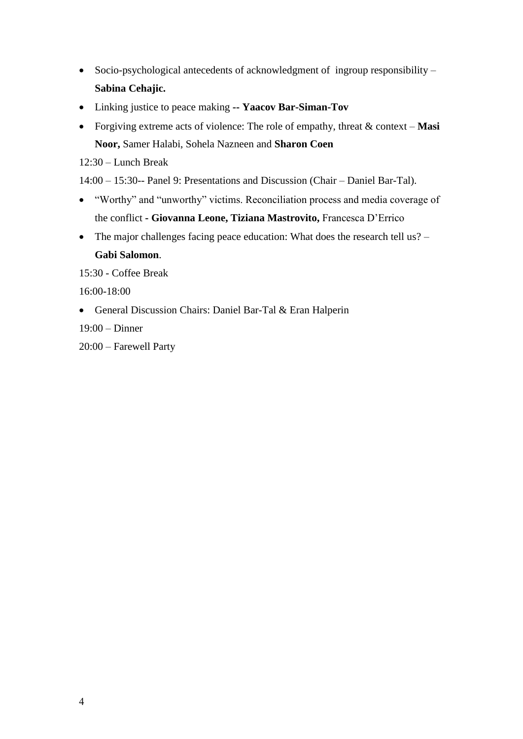- Socio-psychological antecedents of acknowledgment of ingroup responsibility – **Sabina Cehajic.**
- Linking justice to peace making **-- Yaacov Bar-Siman-Tov**
- Forgiving extreme acts of violence: The role of empathy, threat & context – **Masi Noor,** Samer Halabi, Sohela Nazneen and **Sharon Coen**

12:30 – Lunch Break

14:00 – 15:30-- Panel 9: Presentations and Discussion (Chair – Daniel Bar-Tal).

- "Worthy" and "unworthy" victims. Reconciliation process and media coverage of the conflict **- Giovanna Leone, Tiziana Mastrovito,** Francesca D'Errico
- The major challenges facing peace education: What does the research tell us? – **Gabi Salomon**.

15:30 - Coffee Break

16:00-18:00

- General Discussion Chairs: Daniel Bar-Tal & Eran Halperin

19:00 – Dinner

20:00 – Farewell Party